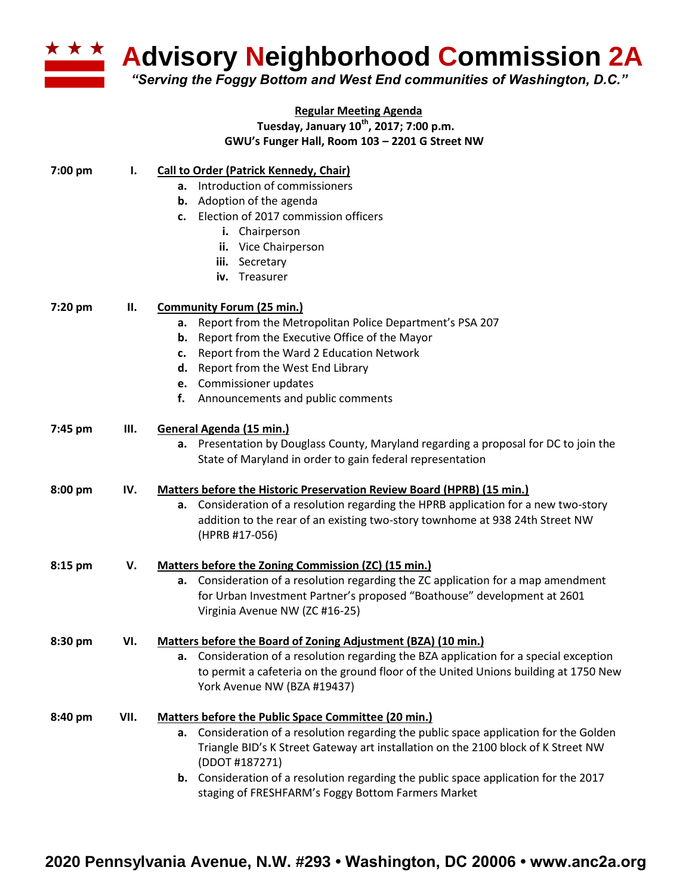# Advisory Neighborhood Commission 2A

*"Serving the Foggy Bottom and West End communities of Washington, D.C."*

**Regular Meeting Agenda**
**Tuesday, January 10th, 2017; 7:00 p.m.**
**GWU's Funger Hall, Room 103 – 2201 G Street NW**

**7:00 pm — I. Call to Order (Patrick Kennedy, Chair)**

- **a.** Introduction of commissioners
- **b.** Adoption of the agenda
- **c.** Election of 2017 commission officers
  - **i.** Chairperson
  - **ii.** Vice Chairperson
  - **iii.** Secretary
  - **iv.** Treasurer

**7:20 pm — II. Community Forum (25 min.)**

- **a.** Report from the Metropolitan Police Department's PSA 207
- **b.** Report from the Executive Office of the Mayor
- **c.** Report from the Ward 2 Education Network
- **d.** Report from the West End Library
- **e.** Commissioner updates
- **f.** Announcements and public comments

**7:45 pm — III. General Agenda (15 min.)**

- **a.** Presentation by Douglass County, Maryland regarding a proposal for DC to join the State of Maryland in order to gain federal representation

**8:00 pm — IV. Matters before the Historic Preservation Review Board (HPRB) (15 min.)**

- **a.** Consideration of a resolution regarding the HPRB application for a new two-story addition to the rear of an existing two-story townhome at 938 24th Street NW (HPRB #17-056)

**8:15 pm — V. Matters before the Zoning Commission (ZC) (15 min.)**

- **a.** Consideration of a resolution regarding the ZC application for a map amendment for Urban Investment Partner's proposed "Boathouse" development at 2601 Virginia Avenue NW (ZC #16-25)

**8:30 pm — VI. Matters before the Board of Zoning Adjustment (BZA) (10 min.)**

- **a.** Consideration of a resolution regarding the BZA application for a special exception to permit a cafeteria on the ground floor of the United Unions building at 1750 New York Avenue NW (BZA #19437)

**8:40 pm — VII. Matters before the Public Space Committee (20 min.)**

- **a.** Consideration of a resolution regarding the public space application for the Golden Triangle BID's K Street Gateway art installation on the 2100 block of K Street NW (DDOT #187271)
- **b.** Consideration of a resolution regarding the public space application for the 2017 staging of FRESHFARM's Foggy Bottom Farmers Market

**2020 Pennsylvania Avenue, N.W. #293 • Washington, DC 20006 • www.anc2a.org**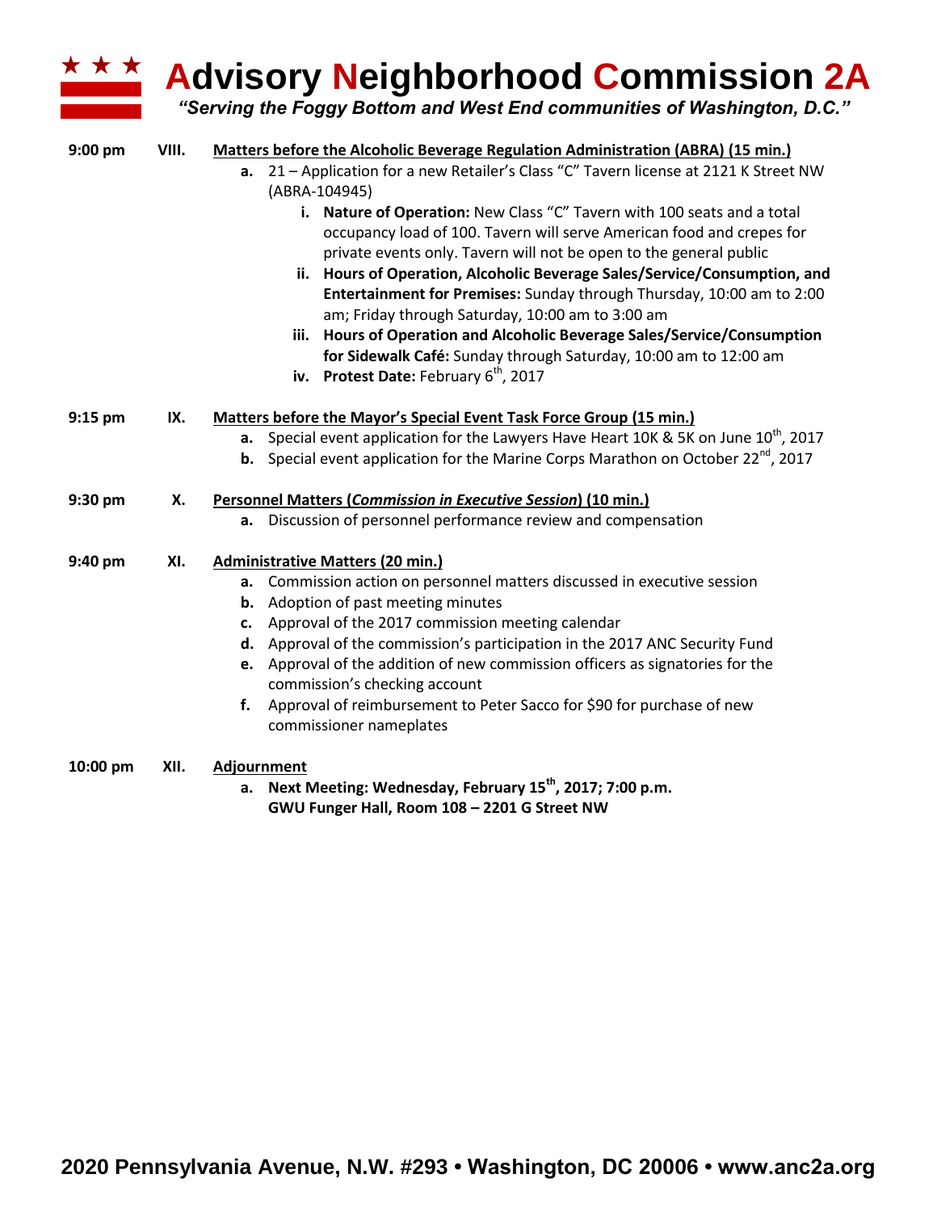# Advisory Neighborhood Commission 2A

*"Serving the Foggy Bottom and West End communities of Washington, D.C."*

**9:00 pm VIII. Matters before the Alcoholic Beverage Regulation Administration (ABRA) (15 min.)**

- **a.** 21 – Application for a new Retailer's Class "C" Tavern license at 2121 K Street NW (ABRA-104945)
  - **i. Nature of Operation:** New Class "C" Tavern with 100 seats and a total occupancy load of 100. Tavern will serve American food and crepes for private events only. Tavern will not be open to the general public
  - **ii. Hours of Operation, Alcoholic Beverage Sales/Service/Consumption, and Entertainment for Premises:** Sunday through Thursday, 10:00 am to 2:00 am; Friday through Saturday, 10:00 am to 3:00 am
  - **iii. Hours of Operation and Alcoholic Beverage Sales/Service/Consumption for Sidewalk Café:** Sunday through Saturday, 10:00 am to 12:00 am
  - **iv. Protest Date:** February 6th, 2017

**9:15 pm IX. Matters before the Mayor's Special Event Task Force Group (15 min.)**

- **a.** Special event application for the Lawyers Have Heart 10K & 5K on June 10th, 2017
- **b.** Special event application for the Marine Corps Marathon on October 22nd, 2017

**9:30 pm X. Personnel Matters (*Commission in Executive Session*) (10 min.)**

- **a.** Discussion of personnel performance review and compensation

**9:40 pm XI. Administrative Matters (20 min.)**

- **a.** Commission action on personnel matters discussed in executive session
- **b.** Adoption of past meeting minutes
- **c.** Approval of the 2017 commission meeting calendar
- **d.** Approval of the commission's participation in the 2017 ANC Security Fund
- **e.** Approval of the addition of new commission officers as signatories for the commission's checking account
- **f.** Approval of reimbursement to Peter Sacco for $90 for purchase of new commissioner nameplates

**10:00 pm XII. Adjournment**

- **a. Next Meeting: Wednesday, February 15th, 2017; 7:00 p.m.**
  **GWU Funger Hall, Room 108 – 2201 G Street NW**

**2020 Pennsylvania Avenue, N.W. #293 • Washington, DC 20006 • www.anc2a.org**